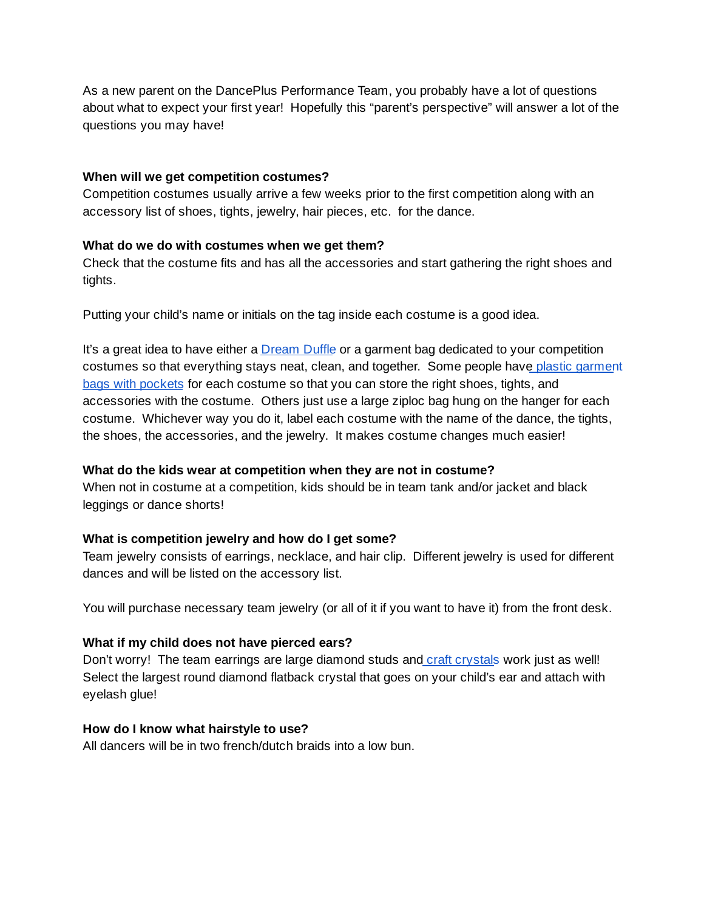As a new parent on the DancePlus Performance Team, you probably have a lot of questions about what to expect your first year! Hopefully this "parent's perspective" will answer a lot of the questions you may have!

**When will we get competition costumes?**

Competition costumes usually arrive a few weeks prior to the first competition along with an accessory list of shoes, tights, jewelry, hair pieces, etc. for the dance.

**What do we do with costumes when we get them?**

Check that the costume fits and has all the accessories and start gathering the right shoes and tights.

Putting your child's name or initials on the tag inside each costume is a good idea.

It's a great idea to have either a Dream Duffle or a garment bag dedicated to your competition costumes so that everything stays neat, clean, and together. Some people have plastic garment bags with pockets for each costume so that you can store the right shoes, tights, and accessories with the costume. Others just use a large ziploc bag hung on the hanger for each costume. Whichever way you do it, label each costume with the name of the dance, the tights, the shoes, the accessories, and the jewelry. It makes costume changes much easier!

**What do the kids wear at competition when they are not in costume?**

When not in costume at a competition, kids should be in team tank and/or jacket and black leggings or dance shorts!

**What is competition jewelry and how do I get some?**

Team jewelry consists of earrings, necklace, and hair clip. Different jewelry is used for different dances and will be listed on the accessory list.

You will purchase necessary team jewelry (or all of it if you want to have it) from the front desk.

**What if my child does not have pierced ears?**

Don't worry! The team earrings are large diamond studs and craft crystals work just as well! Select the largest round diamond flatback crystal that goes on your child's ear and attach with eyelash glue!

**How do I know what hairstyle to use?**

All dancers will be in two french/dutch braids into a low bun.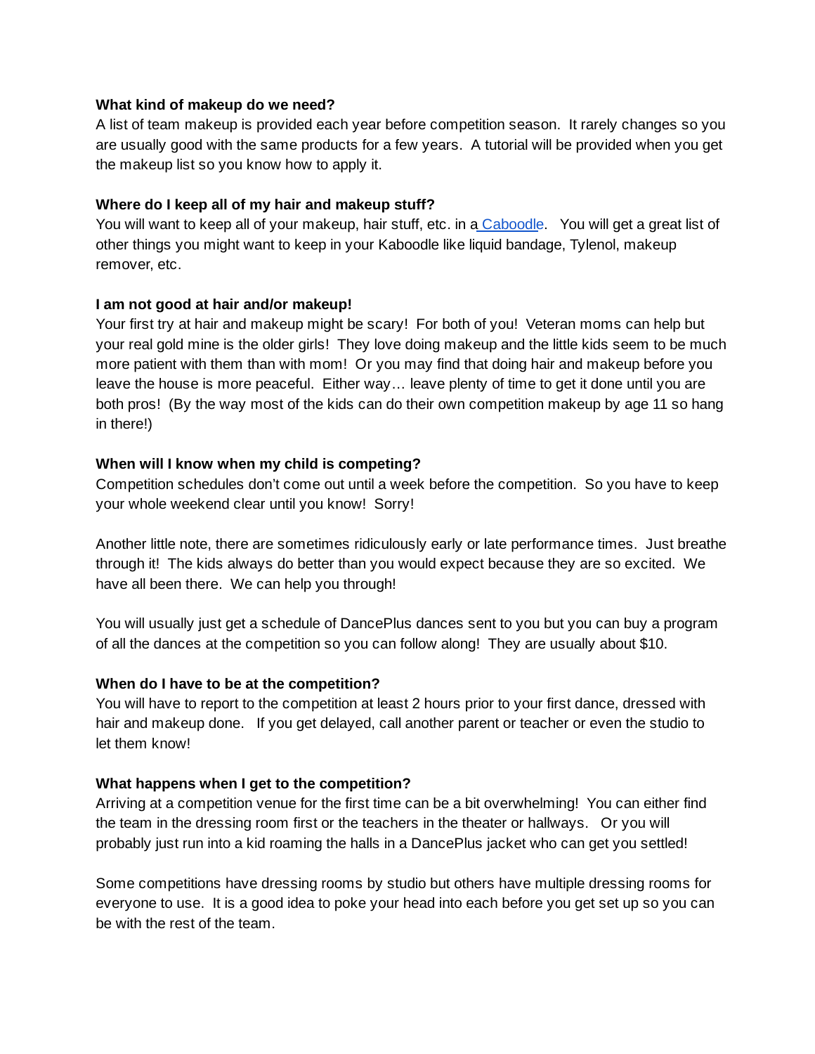**What kind of makeup do we need?**

A list of team makeup is provided each year before competition season. It rarely changes so you are usually good with the same products for a few years. A tutorial will be provided when you get the makeup list so you know how to apply it.

**Where do I keep all of my hair and makeup stuff?**

You will want to keep all of your makeup, hair stuff, etc. in a Caboodle. You will get a great list of other things you might want to keep in your Kaboodle like liquid bandage, Tylenol, makeup remover, etc.

**I am not good at hair and/or makeup!**

Your first try at hair and makeup might be scary! For both of you! Veteran moms can help but your real gold mine is the older girls! They love doing makeup and the little kids seem to be much more patient with them than with mom! Or you may find that doing hair and makeup before you leave the house is more peaceful. Either way… leave plenty of time to get it done until you are both pros! (By the way most of the kids can do their own competition makeup by age 11 so hang in there!)

**When will I know when my child is competing?**

Competition schedules don't come out until a week before the competition. So you have to keep your whole weekend clear until you know! Sorry!

Another little note, there are sometimes ridiculously early or late performance times. Just breathe through it! The kids always do better than you would expect because they are so excited. We have all been there. We can help you through!

You will usually just get a schedule of DancePlus dances sent to you but you can buy a program of all the dances at the competition so you can follow along! They are usually about $10.

**When do I have to be at the competition?**

You will have to report to the competition at least 2 hours prior to your first dance, dressed with hair and makeup done. If you get delayed, call another parent or teacher or even the studio to let them know!

**What happens when I get to the competition?**

Arriving at a competition venue for the first time can be a bit overwhelming! You can either find the team in the dressing room first or the teachers in the theater or hallways. Or you will probably just run into a kid roaming the halls in a DancePlus jacket who can get you settled!

Some competitions have dressing rooms by studio but others have multiple dressing rooms for everyone to use. It is a good idea to poke your head into each before you get set up so you can be with the rest of the team.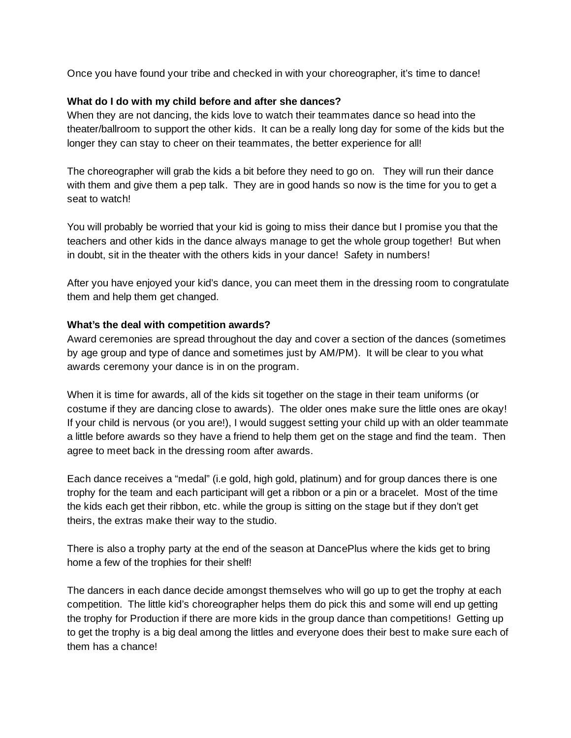Once you have found your tribe and checked in with your choreographer, it's time to dance!

**What do I do with my child before and after she dances?**

When they are not dancing, the kids love to watch their teammates dance so head into the theater/ballroom to support the other kids. It can be a really long day for some of the kids but the longer they can stay to cheer on their teammates, the better experience for all!

The choreographer will grab the kids a bit before they need to go on. They will run their dance with them and give them a pep talk. They are in good hands so now is the time for you to get a seat to watch!

You will probably be worried that your kid is going to miss their dance but I promise you that the teachers and other kids in the dance always manage to get the whole group together! But when in doubt, sit in the theater with the others kids in your dance! Safety in numbers!

After you have enjoyed your kid's dance, you can meet them in the dressing room to congratulate them and help them get changed.

**What's the deal with competition awards?**

Award ceremonies are spread throughout the day and cover a section of the dances (sometimes by age group and type of dance and sometimes just by AM/PM). It will be clear to you what awards ceremony your dance is in on the program.

When it is time for awards, all of the kids sit together on the stage in their team uniforms (or costume if they are dancing close to awards). The older ones make sure the little ones are okay! If your child is nervous (or you are!), I would suggest setting your child up with an older teammate a little before awards so they have a friend to help them get on the stage and find the team. Then agree to meet back in the dressing room after awards.

Each dance receives a "medal" (i.e gold, high gold, platinum) and for group dances there is one trophy for the team and each participant will get a ribbon or a pin or a bracelet. Most of the time the kids each get their ribbon, etc. while the group is sitting on the stage but if they don't get theirs, the extras make their way to the studio.

There is also a trophy party at the end of the season at DancePlus where the kids get to bring home a few of the trophies for their shelf!

The dancers in each dance decide amongst themselves who will go up to get the trophy at each competition. The little kid's choreographer helps them do pick this and some will end up getting the trophy for Production if there are more kids in the group dance than competitions! Getting up to get the trophy is a big deal among the littles and everyone does their best to make sure each of them has a chance!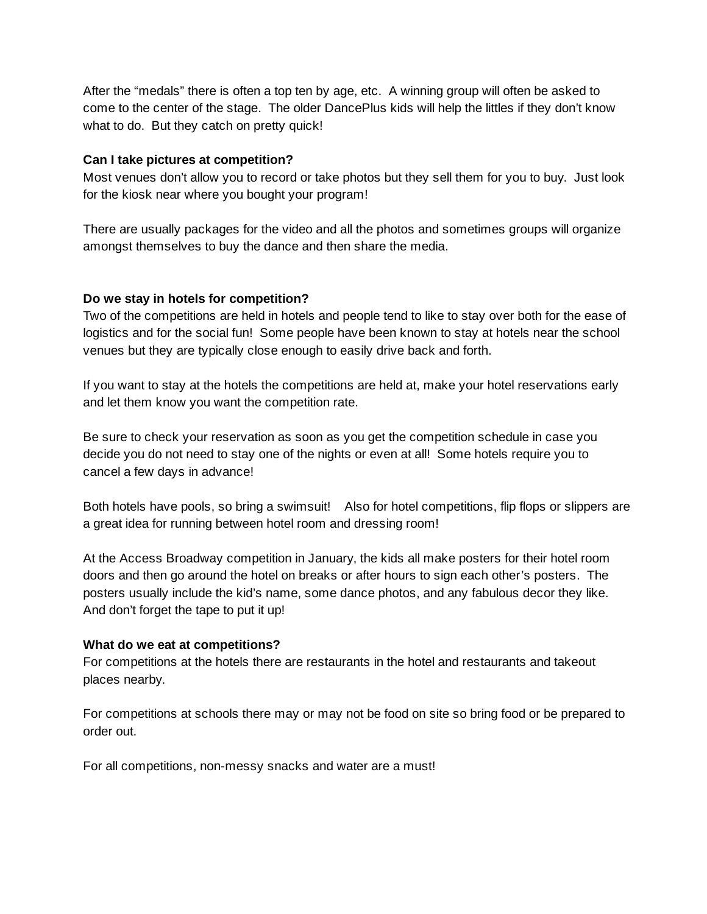After the “medals” there is often a top ten by age, etc.  A winning group will often be asked to come to the center of the stage.  The older DancePlus kids will help the littles if they don’t know what to do.  But they catch on pretty quick!

**Can I take pictures at competition?**
Most venues don’t allow you to record or take photos but they sell them for you to buy.  Just look for the kiosk near where you bought your program!

There are usually packages for the video and all the photos and sometimes groups will organize amongst themselves to buy the dance and then share the media.

**Do we stay in hotels for competition?**
Two of the competitions are held in hotels and people tend to like to stay over both for the ease of logistics and for the social fun!  Some people have been known to stay at hotels near the school venues but they are typically close enough to easily drive back and forth.

If you want to stay at the hotels the competitions are held at, make your hotel reservations early and let them know you want the competition rate.

Be sure to check your reservation as soon as you get the competition schedule in case you decide you do not need to stay one of the nights or even at all!  Some hotels require you to cancel a few days in advance!

Both hotels have pools, so bring a swimsuit!    Also for hotel competitions, flip flops or slippers are a great idea for running between hotel room and dressing room!

At the Access Broadway competition in January, the kids all make posters for their hotel room doors and then go around the hotel on breaks or after hours to sign each other’s posters.  The posters usually include the kid’s name, some dance photos, and any fabulous decor they like.  And don’t forget the tape to put it up!

**What do we eat at competitions?**
For competitions at the hotels there are restaurants in the hotel and restaurants and takeout places nearby.

For competitions at schools there may or may not be food on site so bring food or be prepared to order out.

For all competitions, non-messy snacks and water are a must!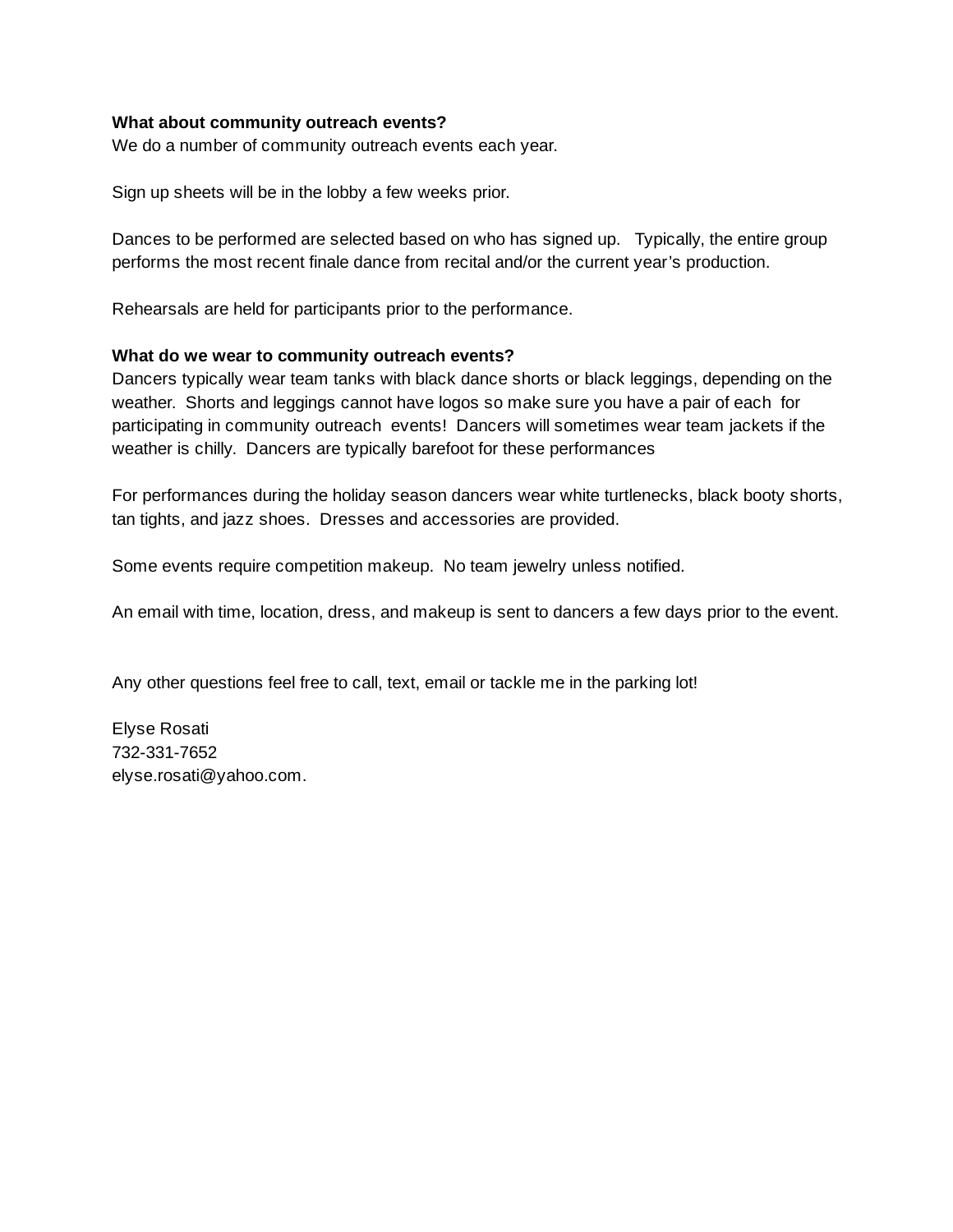**What about community outreach events?**
We do a number of community outreach events each year.

Sign up sheets will be in the lobby a few weeks prior.

Dances to be performed are selected based on who has signed up. Typically, the entire group performs the most recent finale dance from recital and/or the current year's production.

Rehearsals are held for participants prior to the performance.

**What do we wear to community outreach events?**
Dancers typically wear team tanks with black dance shorts or black leggings, depending on the weather. Shorts and leggings cannot have logos so make sure you have a pair of each for participating in community outreach events! Dancers will sometimes wear team jackets if the weather is chilly. Dancers are typically barefoot for these performances

For performances during the holiday season dancers wear white turtlenecks, black booty shorts, tan tights, and jazz shoes. Dresses and accessories are provided.

Some events require competition makeup. No team jewelry unless notified.

An email with time, location, dress, and makeup is sent to dancers a few days prior to the event.

Any other questions feel free to call, text, email or tackle me in the parking lot!

Elyse Rosati
732-331-7652
elyse.rosati@yahoo.com.